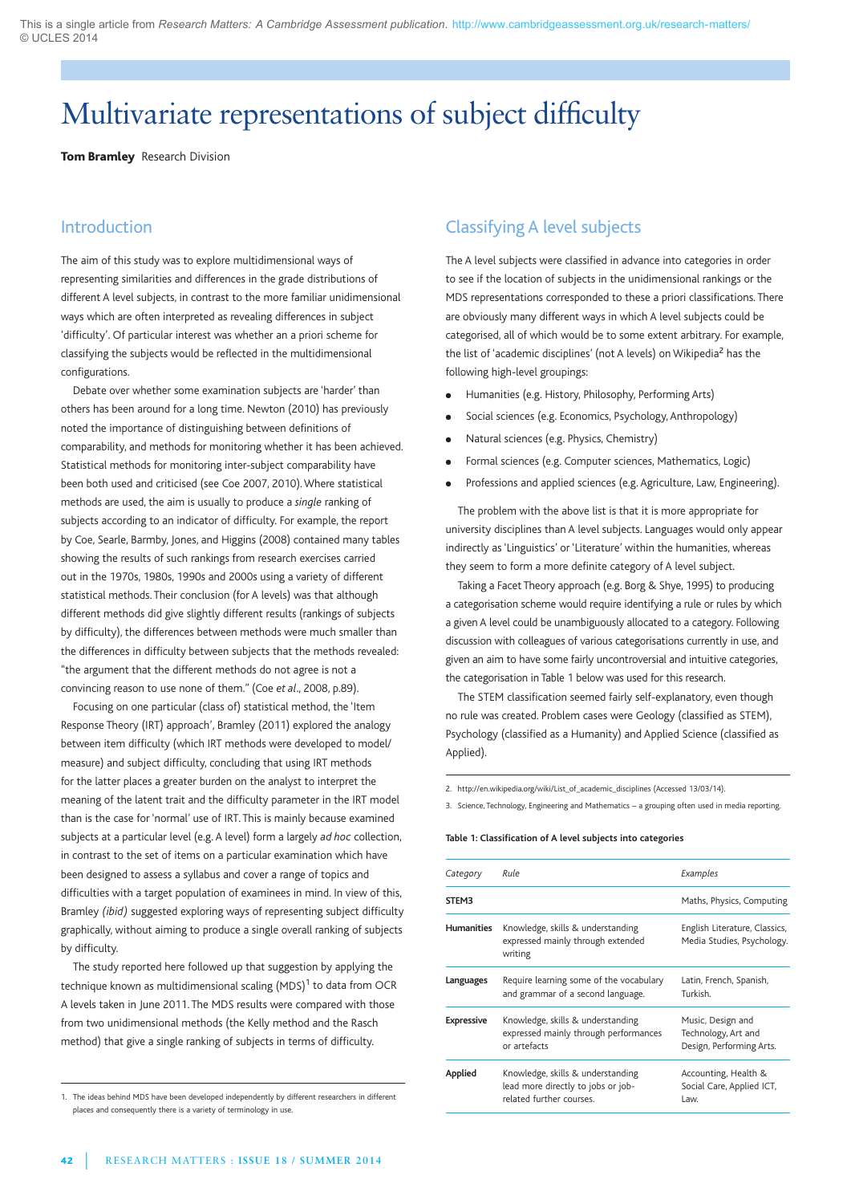This is a single article from *Research Matters: A Cambridge Assessment publication*. http://www.cambridgeassessment.org.uk/research-matters/
© UCLES 2014

# Multivariate representations of subject difficulty

**Tom Bramley** Research Division

## Introduction

The aim of this study was to explore multidimensional ways of representing similarities and differences in the grade distributions of different A level subjects, in contrast to the more familiar unidimensional ways which are often interpreted as revealing differences in subject 'difficulty'. Of particular interest was whether an a priori scheme for classifying the subjects would be reflected in the multidimensional configurations.

Debate over whether some examination subjects are 'harder' than others has been around for a long time. Newton (2010) has previously noted the importance of distinguishing between definitions of comparability, and methods for monitoring whether it has been achieved. Statistical methods for monitoring inter-subject comparability have been both used and criticised (see Coe 2007, 2010). Where statistical methods are used, the aim is usually to produce a *single* ranking of subjects according to an indicator of difficulty. For example, the report by Coe, Searle, Barmby, Jones, and Higgins (2008) contained many tables showing the results of such rankings from research exercises carried out in the 1970s, 1980s, 1990s and 2000s using a variety of different statistical methods. Their conclusion (for A levels) was that although different methods did give slightly different results (rankings of subjects by difficulty), the differences between methods were much smaller than the differences in difficulty between subjects that the methods revealed: "the argument that the different methods do not agree is not a convincing reason to use none of them." (Coe *et al*., 2008, p.89).

Focusing on one particular (class of) statistical method, the 'Item Response Theory (IRT) approach', Bramley (2011) explored the analogy between item difficulty (which IRT methods were developed to model/measure) and subject difficulty, concluding that using IRT methods for the latter places a greater burden on the analyst to interpret the meaning of the latent trait and the difficulty parameter in the IRT model than is the case for 'normal' use of IRT. This is mainly because examined subjects at a particular level (e.g. A level) form a largely *ad hoc* collection, in contrast to the set of items on a particular examination which have been designed to assess a syllabus and cover a range of topics and difficulties with a target population of examinees in mind. In view of this, Bramley *(ibid)* suggested exploring ways of representing subject difficulty graphically, without aiming to produce a single overall ranking of subjects by difficulty.

The study reported here followed up that suggestion by applying the technique known as multidimensional scaling (MDS)[1] to data from OCR A levels taken in June 2011. The MDS results were compared with those from two unidimensional methods (the Kelly method and the Rasch method) that give a single ranking of subjects in terms of difficulty.

1. The ideas behind MDS have been developed independently by different researchers in different places and consequently there is a variety of terminology in use.

## Classifying A level subjects

The A level subjects were classified in advance into categories in order to see if the location of subjects in the unidimensional rankings or the MDS representations corresponded to these a priori classifications. There are obviously many different ways in which A level subjects could be categorised, all of which would be to some extent arbitrary. For example, the list of 'academic disciplines' (not A levels) on Wikipedia[2] has the following high-level groupings:

- Humanities (e.g. History, Philosophy, Performing Arts)
- Social sciences (e.g. Economics, Psychology, Anthropology)
- Natural sciences (e.g. Physics, Chemistry)
- Formal sciences (e.g. Computer sciences, Mathematics, Logic)
- Professions and applied sciences (e.g. Agriculture, Law, Engineering).

The problem with the above list is that it is more appropriate for university disciplines than A level subjects. Languages would only appear indirectly as 'Linguistics' or 'Literature' within the humanities, whereas they seem to form a more definite category of A level subject.

Taking a Facet Theory approach (e.g. Borg & Shye, 1995) to producing a categorisation scheme would require identifying a rule or rules by which a given A level could be unambiguously allocated to a category. Following discussion with colleagues of various categorisations currently in use, and given an aim to have some fairly uncontroversial and intuitive categories, the categorisation in Table 1 below was used for this research.

The STEM classification seemed fairly self-explanatory, even though no rule was created. Problem cases were Geology (classified as STEM), Psychology (classified as a Humanity) and Applied Science (classified as Applied).

2. http://en.wikipedia.org/wiki/List_of_academic_disciplines (Accessed 13/03/14).

3. Science, Technology, Engineering and Mathematics – a grouping often used in media reporting.

**Table 1: Classification of A level subjects into categories**

| *Category* | *Rule* | *Examples* |
|---|---|---|
| **STEM**[3] | | Maths, Physics, Computing |
| **Humanities** | Knowledge, skills & understanding expressed mainly through extended writing | English Literature, Classics, Media Studies, Psychology. |
| **Languages** | Require learning some of the vocabulary and grammar of a second language. | Latin, French, Spanish, Turkish. |
| **Expressive** | Knowledge, skills & understanding expressed mainly through performances or artefacts | Music, Design and Technology, Art and Design, Performing Arts. |
| **Applied** | Knowledge, skills & understanding lead more directly to jobs or job-related further courses. | Accounting, Health & Social Care, Applied ICT, Law. |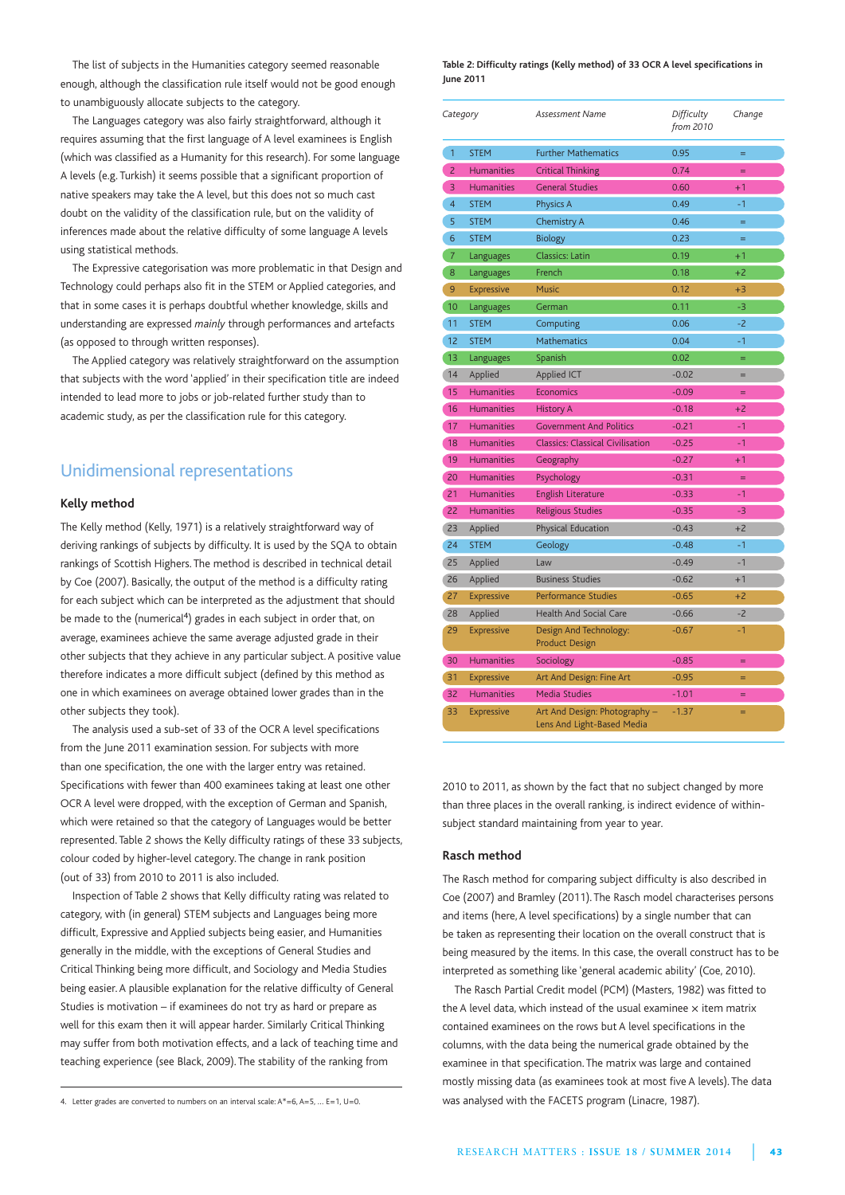The list of subjects in the Humanities category seemed reasonable enough, although the classification rule itself would not be good enough to unambiguously allocate subjects to the category.

The Languages category was also fairly straightforward, although it requires assuming that the first language of A level examinees is English (which was classified as a Humanity for this research). For some language A levels (e.g. Turkish) it seems possible that a significant proportion of native speakers may take the A level, but this does not so much cast doubt on the validity of the classification rule, but on the validity of inferences made about the relative difficulty of some language A levels using statistical methods.

The Expressive categorisation was more problematic in that Design and Technology could perhaps also fit in the STEM or Applied categories, and that in some cases it is perhaps doubtful whether knowledge, skills and understanding are expressed *mainly* through performances and artefacts (as opposed to through written responses).

The Applied category was relatively straightforward on the assumption that subjects with the word 'applied' in their specification title are indeed intended to lead more to jobs or job-related further study than to academic study, as per the classification rule for this category.

## Unidimensional representations

### Kelly method

The Kelly method (Kelly, 1971) is a relatively straightforward way of deriving rankings of subjects by difficulty. It is used by the SQA to obtain rankings of Scottish Highers. The method is described in technical detail by Coe (2007). Basically, the output of the method is a difficulty rating for each subject which can be interpreted as the adjustment that should be made to the (numerical[4]) grades in each subject in order that, on average, examinees achieve the same average adjusted grade in their other subjects that they achieve in any particular subject. A positive value therefore indicates a more difficult subject (defined by this method as one in which examinees on average obtained lower grades than in the other subjects they took).

The analysis used a sub-set of 33 of the OCR A level specifications from the June 2011 examination session. For subjects with more than one specification, the one with the larger entry was retained. Specifications with fewer than 400 examinees taking at least one other OCR A level were dropped, with the exception of German and Spanish, which were retained so that the category of Languages would be better represented. Table 2 shows the Kelly difficulty ratings of these 33 subjects, colour coded by higher-level category. The change in rank position (out of 33) from 2010 to 2011 is also included.

Inspection of Table 2 shows that Kelly difficulty rating was related to category, with (in general) STEM subjects and Languages being more difficult, Expressive and Applied subjects being easier, and Humanities generally in the middle, with the exceptions of General Studies and Critical Thinking being more difficult, and Sociology and Media Studies being easier. A plausible explanation for the relative difficulty of General Studies is motivation – if examinees do not try as hard or prepare as well for this exam then it will appear harder. Similarly Critical Thinking may suffer from both motivation effects, and a lack of teaching time and teaching experience (see Black, 2009). The stability of the ranking from 2010 to 2011, as shown by the fact that no subject changed by more than three places in the overall ranking, is indirect evidence of within-subject standard maintaining from year to year.

4. Letter grades are converted to numbers on an interval scale: A*=6, A=5, … E=1, U=0.

**Table 2: Difficulty ratings (Kelly method) of 33 OCR A level specifications in June 2011**

| | Category | Assessment Name | Difficulty | Change from 2010 |
|---|---|---|---|---|
| 1 | STEM | Further Mathematics | 0.95 | = |
| 2 | Humanities | Critical Thinking | 0.74 | = |
| 3 | Humanities | General Studies | 0.60 | +1 |
| 4 | STEM | Physics A | 0.49 | -1 |
| 5 | STEM | Chemistry A | 0.46 | = |
| 6 | STEM | Biology | 0.23 | = |
| 7 | Languages | Classics: Latin | 0.19 | +1 |
| 8 | Languages | French | 0.18 | +2 |
| 9 | Expressive | Music | 0.12 | +3 |
| 10 | Languages | German | 0.11 | -3 |
| 11 | STEM | Computing | 0.06 | -2 |
| 12 | STEM | Mathematics | 0.04 | -1 |
| 13 | Languages | Spanish | 0.02 | = |
| 14 | Applied | Applied ICT | -0.02 | = |
| 15 | Humanities | Economics | -0.09 | = |
| 16 | Humanities | History A | -0.18 | +2 |
| 17 | Humanities | Government And Politics | -0.21 | -1 |
| 18 | Humanities | Classics: Classical Civilisation | -0.25 | -1 |
| 19 | Humanities | Geography | -0.27 | +1 |
| 20 | Humanities | Psychology | -0.31 | = |
| 21 | Humanities | English Literature | -0.33 | -1 |
| 22 | Humanities | Religious Studies | -0.35 | -3 |
| 23 | Applied | Physical Education | -0.43 | +2 |
| 24 | STEM | Geology | -0.48 | -1 |
| 25 | Applied | Law | -0.49 | -1 |
| 26 | Applied | Business Studies | -0.62 | +1 |
| 27 | Expressive | Performance Studies | -0.65 | +2 |
| 28 | Applied | Health And Social Care | -0.66 | -2 |
| 29 | Expressive | Design And Technology: Product Design | -0.67 | -1 |
| 30 | Humanities | Sociology | -0.85 | = |
| 31 | Expressive | Art And Design: Fine Art | -0.95 | = |
| 32 | Humanities | Media Studies | -1.01 | = |
| 33 | Expressive | Art And Design: Photography – Lens And Light-Based Media | -1.37 | = |

### Rasch method

The Rasch method for comparing subject difficulty is also described in Coe (2007) and Bramley (2011). The Rasch model characterises persons and items (here, A level specifications) by a single number that can be taken as representing their location on the overall construct that is being measured by the items. In this case, the overall construct has to be interpreted as something like 'general academic ability' (Coe, 2010).

The Rasch Partial Credit model (PCM) (Masters, 1982) was fitted to the A level data, which instead of the usual examinee × item matrix contained examinees on the rows but A level specifications in the columns, with the data being the numerical grade obtained by the examinee in that specification. The matrix was large and contained mostly missing data (as examinees took at most five A levels). The data was analysed with the FACETS program (Linacre, 1987).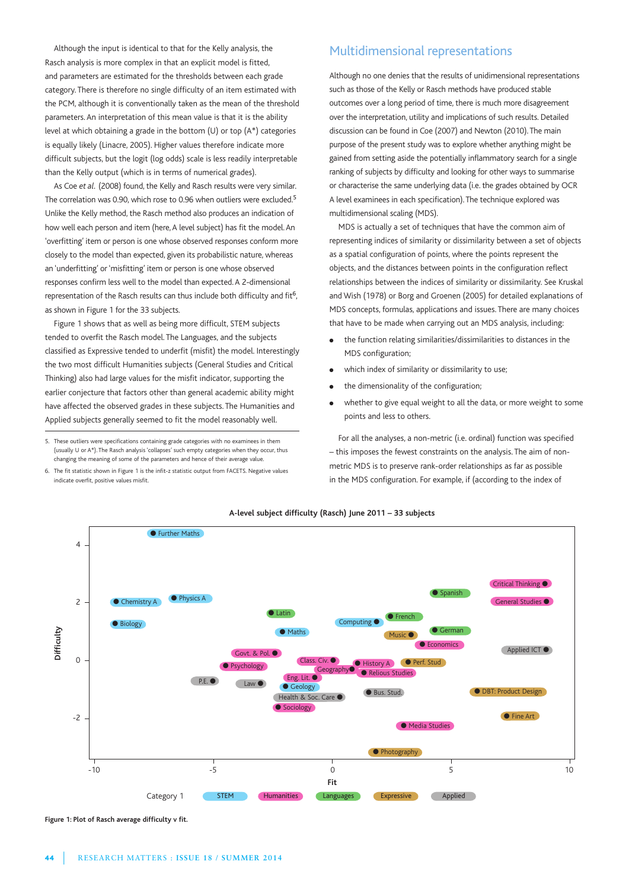Although the input is identical to that for the Kelly analysis, the Rasch analysis is more complex in that an explicit model is fitted, and parameters are estimated for the thresholds between each grade category. There is therefore no single difficulty of an item estimated with the PCM, although it is conventionally taken as the mean of the threshold parameters. An interpretation of this mean value is that it is the ability level at which obtaining a grade in the bottom (U) or top (A*) categories is equally likely (Linacre, 2005). Higher values therefore indicate more difficult subjects, but the logit (log odds) scale is less readily interpretable than the Kelly output (which is in terms of numerical grades).

As Coe *et al.* (2008) found, the Kelly and Rasch results were very similar. The correlation was 0.90, which rose to 0.96 when outliers were excluded.[5] Unlike the Kelly method, the Rasch method also produces an indication of how well each person and item (here, A level subject) has fit the model. An 'overfitting' item or person is one whose observed responses conform more closely to the model than expected, given its probabilistic nature, whereas an 'underfitting' or 'misfitting' item or person is one whose observed responses confirm less well to the model than expected. A 2-dimensional representation of the Rasch results can thus include both difficulty and fit[6], as shown in Figure 1 for the 33 subjects.

Figure 1 shows that as well as being more difficult, STEM subjects tended to overfit the Rasch model. The Languages, and the subjects classified as Expressive tended to underfit (misfit) the model. Interestingly the two most difficult Humanities subjects (General Studies and Critical Thinking) also had large values for the misfit indicator, supporting the earlier conjecture that factors other than general academic ability might have affected the observed grades in these subjects. The Humanities and Applied subjects generally seemed to fit the model reasonably well.

5. These outliers were specifications containing grade categories with no examinees in them (usually U or A*). The Rasch analysis 'collapses' such empty categories when they occur, thus changing the meaning of some of the parameters and hence of their average value.

6. The fit statistic shown in Figure 1 is the infit-z statistic output from FACETS. Negative values indicate overfit, positive values misfit.

## Multidimensional representations

Although no one denies that the results of unidimensional representations such as those of the Kelly or Rasch methods have produced stable outcomes over a long period of time, there is much more disagreement over the interpretation, utility and implications of such results. Detailed discussion can be found in Coe (2007) and Newton (2010). The main purpose of the present study was to explore whether anything might be gained from setting aside the potentially inflammatory search for a single ranking of subjects by difficulty and looking for other ways to summarise or characterise the same underlying data (i.e. the grades obtained by OCR A level examinees in each specification). The technique explored was multidimensional scaling (MDS).

MDS is actually a set of techniques that have the common aim of representing indices of similarity or dissimilarity between a set of objects as a spatial configuration of points, where the points represent the objects, and the distances between points in the configuration reflect relationships between the indices of similarity or dissimilarity. See Kruskal and Wish (1978) or Borg and Groenen (2005) for detailed explanations of MDS concepts, formulas, applications and issues. There are many choices that have to be made when carrying out an MDS analysis, including:

- the function relating similarities/dissimilarities to distances in the MDS configuration;
- which index of similarity or dissimilarity to use;
- the dimensionality of the configuration;
- whether to give equal weight to all the data, or more weight to some points and less to others.

For all the analyses, a non-metric (i.e. ordinal) function was specified – this imposes the fewest constraints on the analysis. The aim of non-metric MDS is to preserve rank-order relationships as far as possible in the MDS configuration. For example, if (according to the index of

Figure 1: Plot of Rasch average difficulty v fit.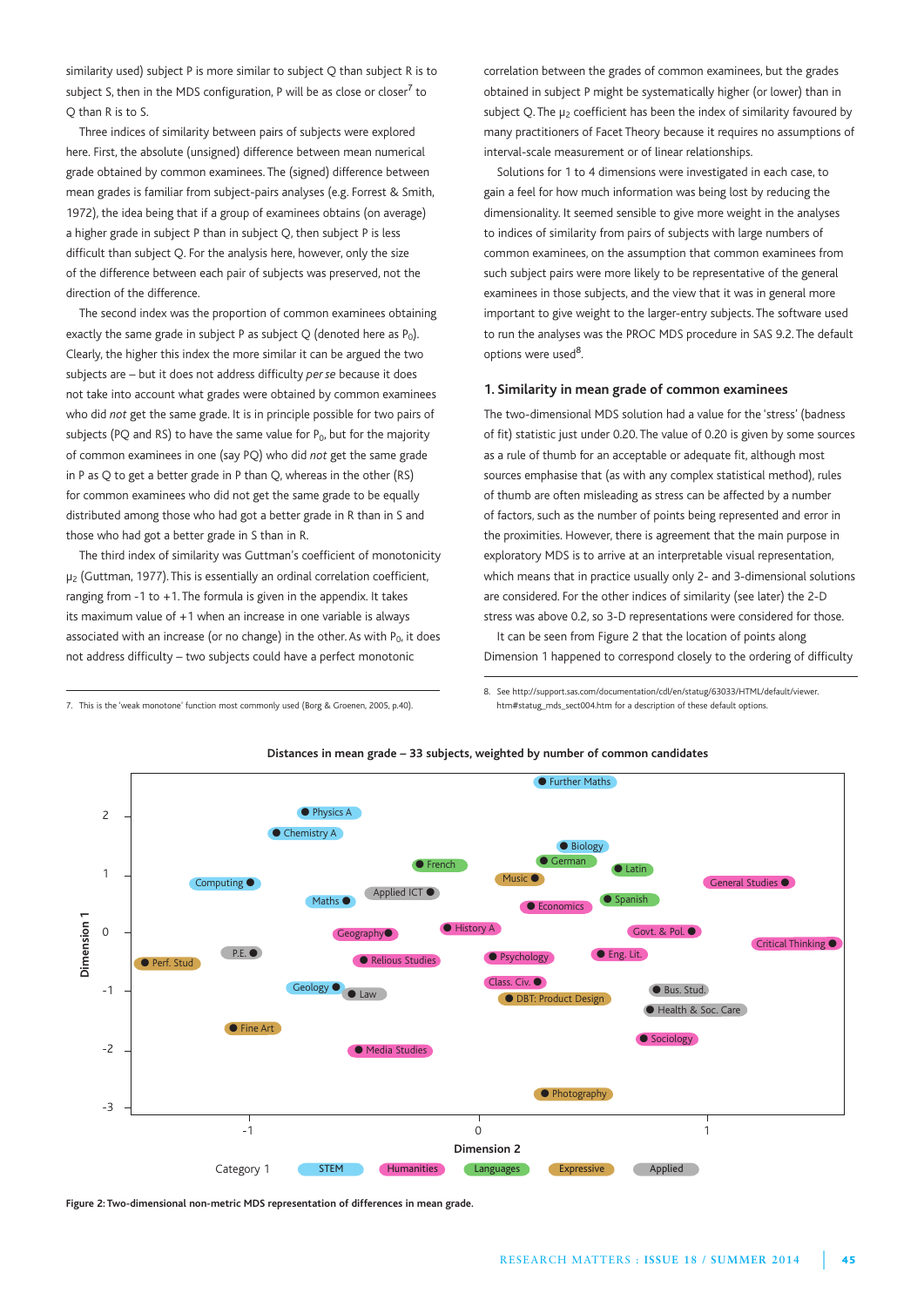similarity used) subject P is more similar to subject Q than subject R is to subject S, then in the MDS configuration, P will be as close or closer[7] to Q than R is to S.

Three indices of similarity between pairs of subjects were explored here. First, the absolute (unsigned) difference between mean numerical grade obtained by common examinees. The (signed) difference between mean grades is familiar from subject-pairs analyses (e.g. Forrest & Smith, 1972), the idea being that if a group of examinees obtains (on average) a higher grade in subject P than in subject Q, then subject P is less difficult than subject Q. For the analysis here, however, only the size of the difference between each pair of subjects was preserved, not the direction of the difference.

The second index was the proportion of common examinees obtaining exactly the same grade in subject P as subject Q (denoted here as $P_0$). Clearly, the higher this index the more similar it can be argued the two subjects are – but it does not address difficulty *per se* because it does not take into account what grades were obtained by common examinees who did *not* get the same grade. It is in principle possible for two pairs of subjects (PQ and RS) to have the same value for $P_0$, but for the majority of common examinees in one (say PQ) who did *not* get the same grade in P as Q to get a better grade in P than Q, whereas in the other (RS) for common examinees who did not get the same grade to be equally distributed among those who had got a better grade in R than in S and those who had got a better grade in S than in R.

The third index of similarity was Guttman's coefficient of monotonicity $\mu_2$ (Guttman, 1977). This is essentially an ordinal correlation coefficient, ranging from -1 to +1. The formula is given in the appendix. It takes its maximum value of +1 when an increase in one variable is always associated with an increase (or no change) in the other. As with $P_0$, it does not address difficulty – two subjects could have a perfect monotonic correlation between the grades of common examinees, but the grades obtained in subject P might be systematically higher (or lower) than in subject Q. The $\mu_2$ coefficient has been the index of similarity favoured by many practitioners of Facet Theory because it requires no assumptions of interval-scale measurement or of linear relationships.

Solutions for 1 to 4 dimensions were investigated in each case, to gain a feel for how much information was being lost by reducing the dimensionality. It seemed sensible to give more weight in the analyses to indices of similarity from pairs of subjects with large numbers of common examinees, on the assumption that common examinees from such subject pairs were more likely to be representative of the general examinees in those subjects, and the view that it was in general more important to give weight to the larger-entry subjects. The software used to run the analyses was the PROC MDS procedure in SAS 9.2. The default options were used[8].

## 1. Similarity in mean grade of common examinees

The two-dimensional MDS solution had a value for the 'stress' (badness of fit) statistic just under 0.20. The value of 0.20 is given by some sources as a rule of thumb for an acceptable or adequate fit, although most sources emphasise that (as with any complex statistical method), rules of thumb are often misleading as stress can be affected by a number of factors, such as the number of points being represented and error in the proximities. However, there is agreement that the main purpose in exploratory MDS is to arrive at an interpretable visual representation, which means that in practice usually only 2- and 3-dimensional solutions are considered. For the other indices of similarity (see later) the 2-D stress was above 0.2, so 3-D representations were considered for those.

It can be seen from Figure 2 that the location of points along Dimension 1 happened to correspond closely to the ordering of difficulty

7. This is the 'weak monotone' function most commonly used (Borg & Groenen, 2005, p.40).

8. See http://support.sas.com/documentation/cdl/en/statug/63033/HTML/default/viewer.htm#statug_mds_sect004.htm for a description of these default options.

Distances in mean grade – 33 subjects, weighted by number of common candidates

Figure 2: Two-dimensional non-metric MDS representation of differences in mean grade.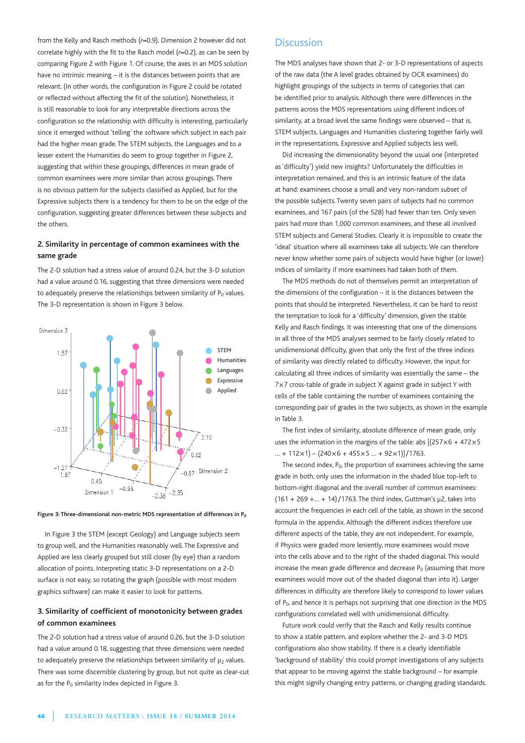from the Kelly and Rasch methods ($r$≈0.9). Dimension 2 however did not correlate highly with the fit to the Rasch model ($r$≈0.2), as can be seen by comparing Figure 2 with Figure 1. Of course, the axes in an MDS solution have no intrinsic meaning – it is the distances between points that are relevant. (In other words, the configuration in Figure 2 could be rotated or reflected without affecting the fit of the solution). Nonetheless, it is still reasonable to look for any interpretable directions across the configuration so the relationship with difficulty is interesting, particularly since it emerged without 'telling' the software which subject in each pair had the higher mean grade. The STEM subjects, the Languages and to a lesser extent the Humanities do seem to group together in Figure 2, suggesting that within these groupings, differences in mean grade of common examinees were more similar than across groupings. There is no obvious pattern for the subjects classified as Applied, but for the Expressive subjects there is a tendency for them to be on the edge of the configuration, suggesting greater differences between these subjects and the others.

### 2. Similarity in percentage of common examinees with the same grade

The 2-D solution had a stress value of around 0.24, but the 3-D solution had a value around 0.16, suggesting that three dimensions were needed to adequately preserve the relationships between similarity of $P_0$ values. The 3-D representation is shown in Figure 3 below.

**Figure 3: Three-dimensional non-metric MDS representation of differences in $P_0$**

In Figure 3 the STEM (except Geology) and Language subjects seem to group well, and the Humanities reasonably well. The Expressive and Applied are less clearly grouped but still closer (by eye) than a random allocation of points. Interpreting static 3-D representations on a 2-D surface is not easy, so rotating the graph (possible with most modern graphics software) can make it easier to look for patterns.

### 3. Similarity of coefficient of monotonicity between grades of common examinees

The 2-D solution had a stress value of around 0.26, but the 3-D solution had a value around 0.18, suggesting that three dimensions were needed to adequately preserve the relationships between similarity of $\mu_2$ values. There was some discernible clustering by group, but not quite as clear-cut as for the $P_0$ similarity index depicted in Figure 3.

## Discussion

The MDS analyses have shown that 2- or 3-D representations of aspects of the raw data (the A level grades obtained by OCR examinees) do highlight groupings of the subjects in terms of categories that can be identified prior to analysis. Although there were differences in the patterns across the MDS representations using different indices of similarity, at a broad level the same findings were observed – that is, STEM subjects, Languages and Humanities clustering together fairly well in the representations, Expressive and Applied subjects less well.

Did increasing the dimensionality beyond the usual one (interpreted as 'difficulty') yield new insights? Unfortunately the difficulties in interpretation remained, and this is an intrinsic feature of the data at hand: examinees choose a small and very non-random subset of the possible subjects. Twenty seven pairs of subjects had no common examinees, and 167 pairs (of the 528) had fewer than ten. Only seven pairs had more than 1,000 common examinees, and these all involved STEM subjects and General Studies. Clearly it is impossible to create the 'ideal' situation where all examinees take all subjects. We can therefore never know whether some pairs of subjects would have higher (or lower) indices of similarity if more examinees had taken both of them.

The MDS methods do not of themselves permit an interpretation of the dimensions of the configuration – it is the distances between the points that should be interpreted. Nevertheless, it can be hard to resist the temptation to look for a 'difficulty' dimension, given the stable Kelly and Rasch findings. It was interesting that one of the dimensions in all three of the MDS analyses seemed to be fairly closely related to unidimensional difficulty, given that only the first of the three indices of similarity was directly related to difficulty. However, the input for calculating all three indices of similarity was essentially the same – the 7×7 cross-table of grade in subject X against grade in subject Y with cells of the table containing the number of examinees containing the corresponding pair of grades in the two subjects, as shown in the example in Table 3.

The first index of similarity, absolute difference of mean grade, only uses the information in the margins of the table: abs [(257×6 + 472×5 … + 112×1) – (240×6 + 455×5 … + 92×1)]/1763.

The second index, $P_0$, the proportion of examinees achieving the same grade in both, only uses the information in the shaded blue top-left to bottom-right diagonal and the overall number of common examinees: (161 + 269 +… + 14)/1763. The third index, Guttman's $\mu 2$, takes into account the frequencies in each cell of the table, as shown in the second formula in the appendix. Although the different indices therefore use different aspects of the table, they are not independent. For example, if Physics were graded more leniently, more examinees would move into the cells above and to the right of the shaded diagonal. This would increase the mean grade difference and decrease $P_0$ (assuming that more examinees would move out of the shaded diagonal than into it). Larger differences in difficulty are therefore likely to correspond to lower values of $P_0$, and hence it is perhaps not surprising that one direction in the MDS configurations correlated well with unidimensional difficulty.

Future work could verify that the Rasch and Kelly results continue to show a stable pattern, and explore whether the 2- and 3-D MDS configurations also show stability. If there is a clearly identifiable 'background of stability' this could prompt investigations of any subjects that appear to be moving against the stable background – for example this might signify changing entry patterns, or changing grading standards.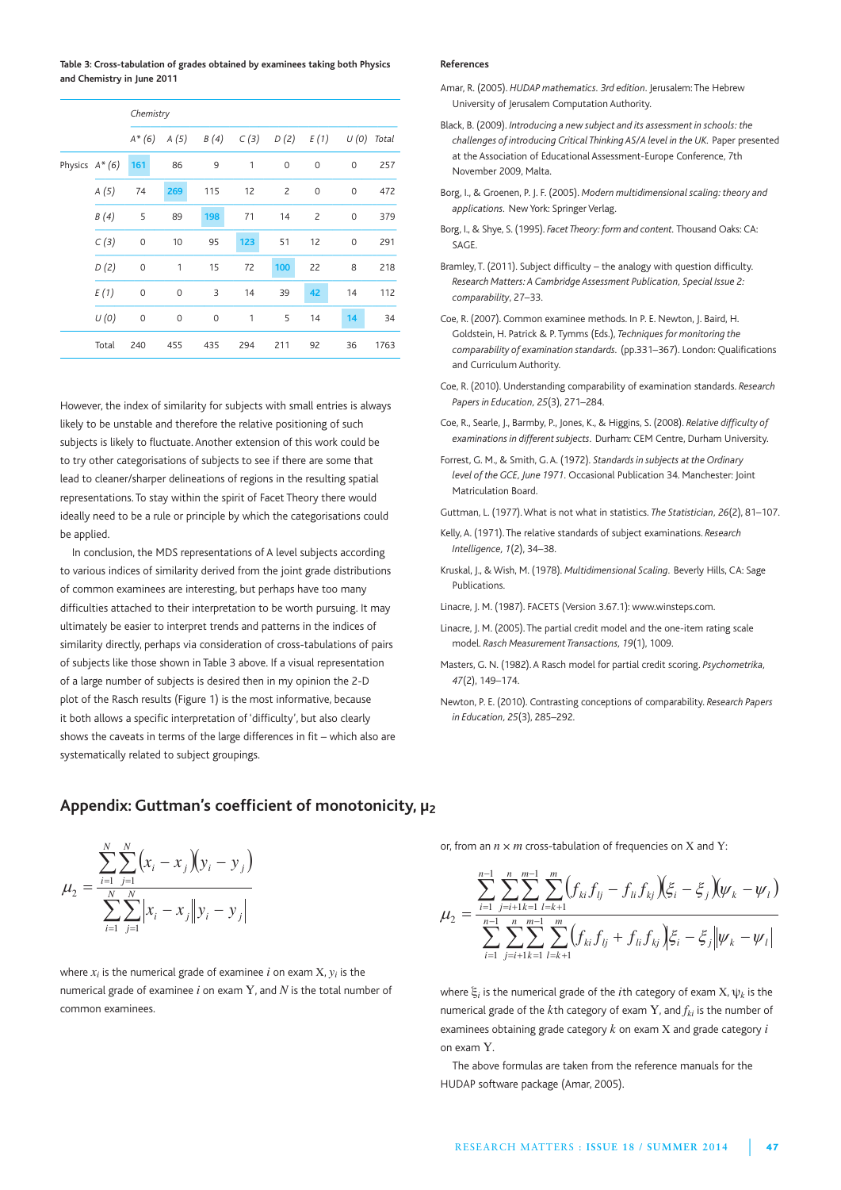Table 3: Cross-tabulation of grades obtained by examinees taking both Physics and Chemistry in June 2011

| | | Chemistry | | | | | | | |
|---|---|---|---|---|---|---|---|---|---|
| | | A* (6) | A (5) | B (4) | C (3) | D (2) | E (1) | U (0) | Total |
| Physics | A* (6) | 161 | 86 | 9 | 1 | 0 | 0 | 0 | 257 |
| | A (5) | 74 | 269 | 115 | 12 | 2 | 0 | 0 | 472 |
| | B (4) | 5 | 89 | 198 | 71 | 14 | 2 | 0 | 379 |
| | C (3) | 0 | 10 | 95 | 123 | 51 | 12 | 0 | 291 |
| | D (2) | 0 | 1 | 15 | 72 | 100 | 22 | 8 | 218 |
| | E (1) | 0 | 0 | 3 | 14 | 39 | 42 | 14 | 112 |
| | U (0) | 0 | 0 | 0 | 1 | 5 | 14 | 14 | 34 |
| | Total | 240 | 455 | 435 | 294 | 211 | 92 | 36 | 1763 |

However, the index of similarity for subjects with small entries is always likely to be unstable and therefore the relative positioning of such subjects is likely to fluctuate. Another extension of this work could be to try other categorisations of subjects to see if there are some that lead to cleaner/sharper delineations of regions in the resulting spatial representations. To stay within the spirit of Facet Theory there would ideally need to be a rule or principle by which the categorisations could be applied.

In conclusion, the MDS representations of A level subjects according to various indices of similarity derived from the joint grade distributions of common examinees are interesting, but perhaps have too many difficulties attached to their interpretation to be worth pursuing. It may ultimately be easier to interpret trends and patterns in the indices of similarity directly, perhaps via consideration of cross-tabulations of pairs of subjects like those shown in Table 3 above. If a visual representation of a large number of subjects is desired then in my opinion the 2-D plot of the Rasch results (Figure 1) is the most informative, because it both allows a specific interpretation of 'difficulty', but also clearly shows the caveats in terms of the large differences in fit – which also are systematically related to subject groupings.

## Appendix: Guttman's coefficient of monotonicity, $\mu_2$

$$\mu_2 = \frac{\sum_{i=1}^{N}\sum_{j=1}^{N}(x_i - x_j)(y_i - y_j)}{\sum_{i=1}^{N}\sum_{j=1}^{N}|x_i - x_j||y_i - y_j|}$$

where $x_i$ is the numerical grade of examinee $i$ on exam X, $y_i$ is the numerical grade of examinee $i$ on exam Y, and $N$ is the total number of common examinees.

or, from an $n \times m$ cross-tabulation of frequencies on X and Y:

$$\mu_2 = \frac{\sum_{i=1}^{n-1}\sum_{j=i+1}^{n}\sum_{k=1}^{m-1}\sum_{l=k+1}^{m}(f_{ki}f_{lj} - f_{li}f_{kj})(\xi_i - \xi_j)(\psi_k - \psi_l)}{\sum_{i=1}^{n-1}\sum_{j=i+1}^{n}\sum_{k=1}^{m-1}\sum_{l=k+1}^{m}(f_{ki}f_{lj} + f_{li}f_{kj})|\xi_i - \xi_j||\psi_k - \psi_l|}$$

where $\xi_i$ is the numerical grade of the $i$th category of exam X, $\psi_k$ is the numerical grade of the $k$th category of exam Y, and $f_{ki}$ is the number of examinees obtaining grade category $k$ on exam X and grade category $i$ on exam Y.

The above formulas are taken from the reference manuals for the HUDAP software package (Amar, 2005).

## References

Amar, R. (2005). *HUDAP mathematics. 3rd edition.* Jerusalem: The Hebrew University of Jerusalem Computation Authority.

Black, B. (2009). *Introducing a new subject and its assessment in schools: the challenges of introducing Critical Thinking AS/A level in the UK.* Paper presented at the Association of Educational Assessment-Europe Conference, 7th November 2009, Malta.

Borg, I., & Groenen, P. J. F. (2005). *Modern multidimensional scaling: theory and applications.* New York: Springer Verlag.

Borg, I., & Shye, S. (1995). *Facet Theory: form and content.* Thousand Oaks: CA: SAGE.

Bramley, T. (2011). Subject difficulty – the analogy with question difficulty. *Research Matters: A Cambridge Assessment Publication, Special Issue 2: comparability*, 27–33.

Coe, R. (2007). Common examinee methods. In P. E. Newton, J. Baird, H. Goldstein, H. Patrick & P. Tymms (Eds.), *Techniques for monitoring the comparability of examination standards.* (pp.331–367). London: Qualifications and Curriculum Authority.

Coe, R. (2010). Understanding comparability of examination standards. *Research Papers in Education, 25*(3), 271–284.

Coe, R., Searle, J., Barmby, P., Jones, K., & Higgins, S. (2008). *Relative difficulty of examinations in different subjects.* Durham: CEM Centre, Durham University.

Forrest, G. M., & Smith, G. A. (1972). *Standards in subjects at the Ordinary level of the GCE, June 1971.* Occasional Publication 34. Manchester: Joint Matriculation Board.

Guttman, L. (1977). What is not what in statistics. *The Statistician, 26*(2), 81–107.

Kelly, A. (1971). The relative standards of subject examinations. *Research Intelligence, 1*(2), 34–38.

Kruskal, J., & Wish, M. (1978). *Multidimensional Scaling.* Beverly Hills, CA: Sage Publications.

Linacre, J. M. (1987). FACETS (Version 3.67.1): www.winsteps.com.

Linacre, J. M. (2005). The partial credit model and the one-item rating scale model. *Rasch Measurement Transactions, 19*(1), 1009.

Masters, G. N. (1982). A Rasch model for partial credit scoring. *Psychometrika, 47*(2), 149–174.

Newton, P. E. (2010). Contrasting conceptions of comparability. *Research Papers in Education, 25*(3), 285–292.